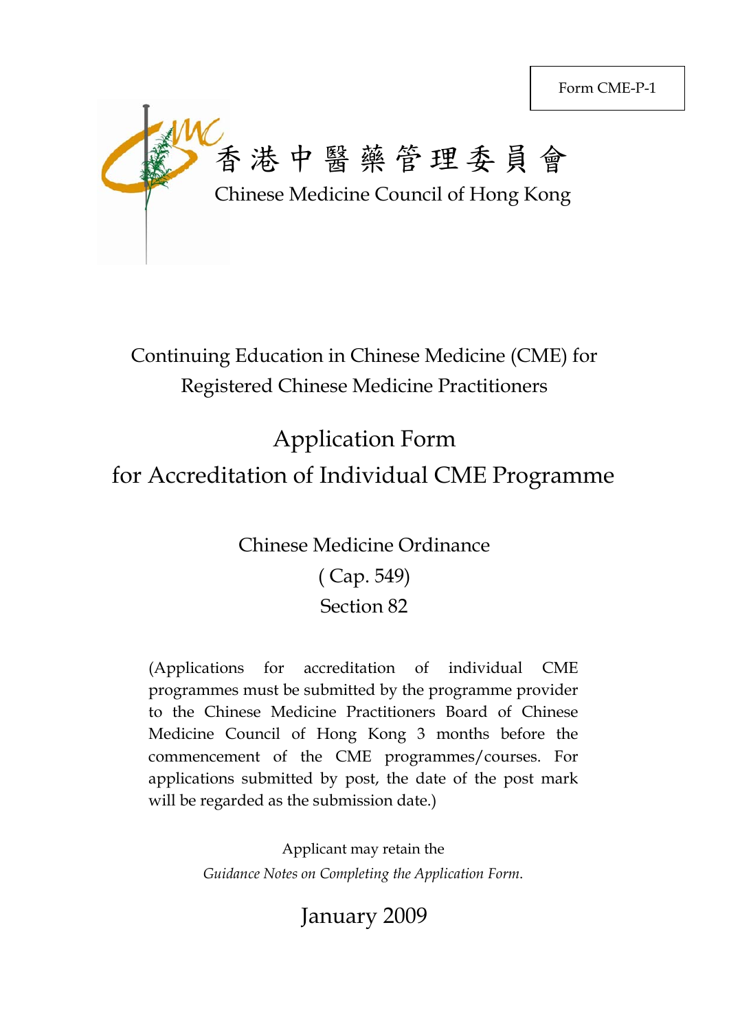Form CME-P-1

香 港 中 醫 藥 管 理 委 員 會

Chinese Medicine Council of Hong Kong

# Continuing Education in Chinese Medicine (CME) for Registered Chinese Medicine Practitioners

# Application Form for Accreditation of Individual CME Programme

## Chinese Medicine Ordinance ( Cap. 549) Section 82

(Applications for accreditation of individual CME programmes must be submitted by the programme provider to the Chinese Medicine Practitioners Board of Chinese Medicine Council of Hong Kong 3 months before the commencement of the CME programmes/courses. For applications submitted by post, the date of the post mark will be regarded as the submission date.)

Applicant may retain the *Guidance Notes on Completing the Application Form*.

January 2009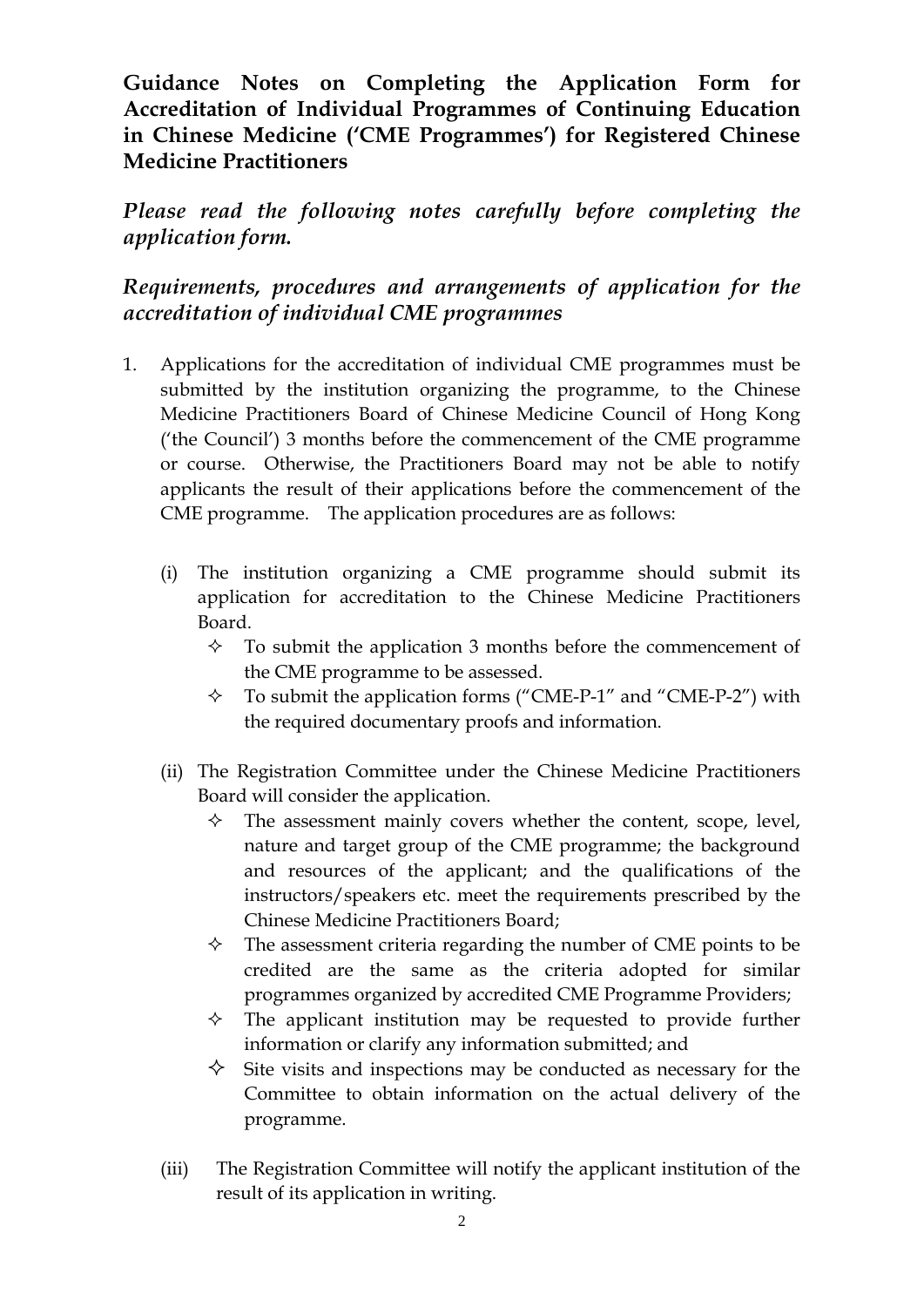**Guidance Notes on Completing the Application Form for Accreditation of Individual Programmes of Continuing Education in Chinese Medicine ('CME Programmes') for Registered Chinese Medicine Practitioners**

***Please read the following notes carefully before completing the application form.***

***Requirements, procedures and arrangements of application for the accreditation of individual CME programmes***

1. Applications for the accreditation of individual CME programmes must be submitted by the institution organizing the programme, to the Chinese Medicine Practitioners Board of Chinese Medicine Council of Hong Kong ('the Council') 3 months before the commencement of the CME programme or course. Otherwise, the Practitioners Board may not be able to notify applicants the result of their applications before the commencement of the CME programme. The application procedures are as follows:

   (i) The institution organizing a CME programme should submit its application for accreditation to the Chinese Medicine Practitioners Board.
      - ✧ To submit the application 3 months before the commencement of the CME programme to be assessed.
      - ✧ To submit the application forms ("CME-P-1" and "CME-P-2") with the required documentary proofs and information.

   (ii) The Registration Committee under the Chinese Medicine Practitioners Board will consider the application.
      - ✧ The assessment mainly covers whether the content, scope, level, nature and target group of the CME programme; the background and resources of the applicant; and the qualifications of the instructors/speakers etc. meet the requirements prescribed by the Chinese Medicine Practitioners Board;
      - ✧ The assessment criteria regarding the number of CME points to be credited are the same as the criteria adopted for similar programmes organized by accredited CME Programme Providers;
      - ✧ The applicant institution may be requested to provide further information or clarify any information submitted; and
      - ✧ Site visits and inspections may be conducted as necessary for the Committee to obtain information on the actual delivery of the programme.

   (iii) The Registration Committee will notify the applicant institution of the result of its application in writing.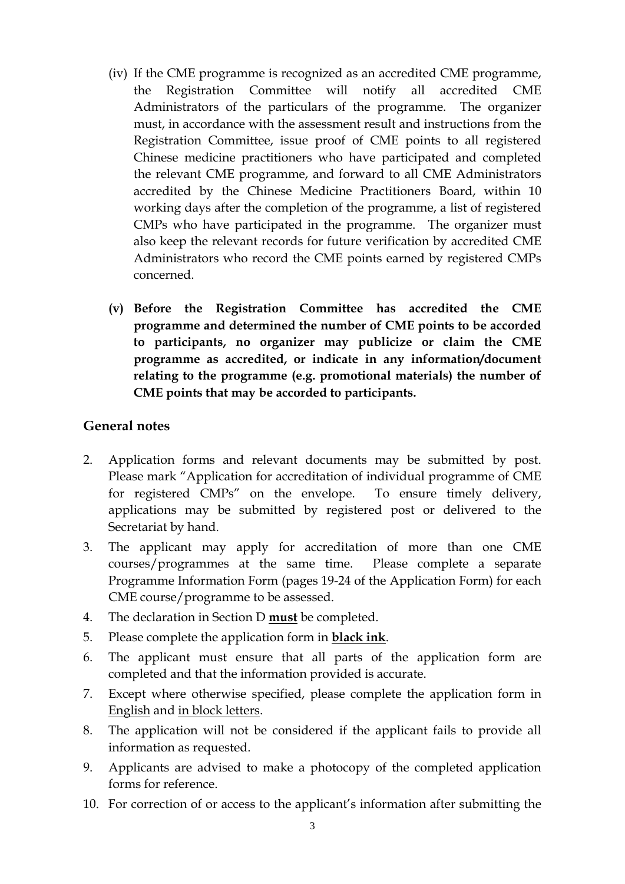(iv) If the CME programme is recognized as an accredited CME programme, the Registration Committee will notify all accredited CME Administrators of the particulars of the programme. The organizer must, in accordance with the assessment result and instructions from the Registration Committee, issue proof of CME points to all registered Chinese medicine practitioners who have participated and completed the relevant CME programme, and forward to all CME Administrators accredited by the Chinese Medicine Practitioners Board, within 10 working days after the completion of the programme, a list of registered CMPs who have participated in the programme. The organizer must also keep the relevant records for future verification by accredited CME Administrators who record the CME points earned by registered CMPs concerned.

**(v) Before the Registration Committee has accredited the CME programme and determined the number of CME points to be accorded to participants, no organizer may publicize or claim the CME programme as accredited, or indicate in any information/document relating to the programme (e.g. promotional materials) the number of CME points that may be accorded to participants.**

## General notes

2. Application forms and relevant documents may be submitted by post. Please mark "Application for accreditation of individual programme of CME for registered CMPs" on the envelope. To ensure timely delivery, applications may be submitted by registered post or delivered to the Secretariat by hand.
3. The applicant may apply for accreditation of more than one CME courses/programmes at the same time. Please complete a separate Programme Information Form (pages 19-24 of the Application Form) for each CME course/programme to be assessed.
4. The declaration in Section D <u>**must**</u> be completed.
5. Please complete the application form in <u>**black ink**</u>.
6. The applicant must ensure that all parts of the application form are completed and that the information provided is accurate.
7. Except where otherwise specified, please complete the application form in <u>English</u> and <u>in block letters</u>.
8. The application will not be considered if the applicant fails to provide all information as requested.
9. Applicants are advised to make a photocopy of the completed application forms for reference.
10. For correction of or access to the applicant's information after submitting the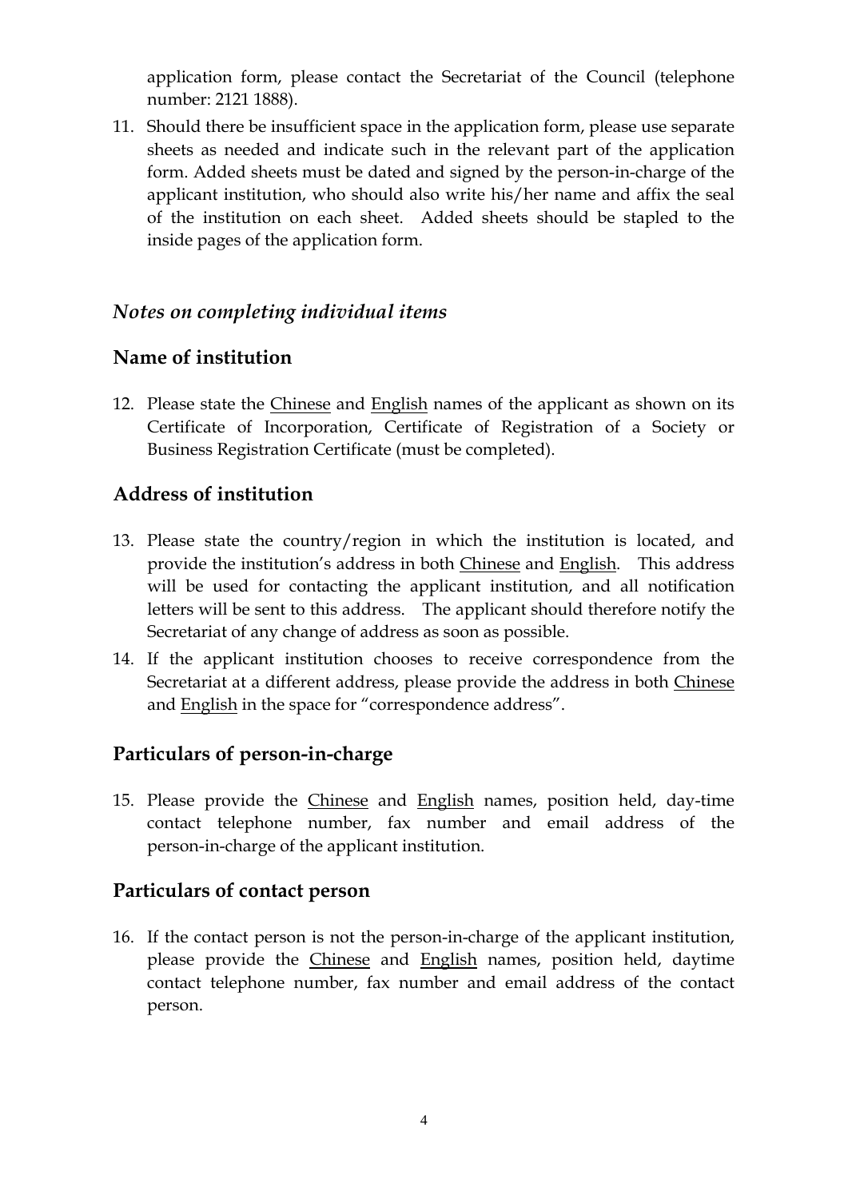application form, please contact the Secretariat of the Council (telephone number: 2121 1888).

11. Should there be insufficient space in the application form, please use separate sheets as needed and indicate such in the relevant part of the application form. Added sheets must be dated and signed by the person-in-charge of the applicant institution, who should also write his/her name and affix the seal of the institution on each sheet. Added sheets should be stapled to the inside pages of the application form.

### *Notes on completing individual items*

## Name of institution

12. Please state the <u>Chinese</u> and <u>English</u> names of the applicant as shown on its Certificate of Incorporation, Certificate of Registration of a Society or Business Registration Certificate (must be completed).

## Address of institution

13. Please state the country/region in which the institution is located, and provide the institution's address in both <u>Chinese</u> and <u>English</u>. This address will be used for contacting the applicant institution, and all notification letters will be sent to this address. The applicant should therefore notify the Secretariat of any change of address as soon as possible.

14. If the applicant institution chooses to receive correspondence from the Secretariat at a different address, please provide the address in both <u>Chinese</u> and <u>English</u> in the space for "correspondence address".

## Particulars of person-in-charge

15. Please provide the <u>Chinese</u> and <u>English</u> names, position held, day-time contact telephone number, fax number and email address of the person-in-charge of the applicant institution.

## Particulars of contact person

16. If the contact person is not the person-in-charge of the applicant institution, please provide the <u>Chinese</u> and <u>English</u> names, position held, daytime contact telephone number, fax number and email address of the contact person.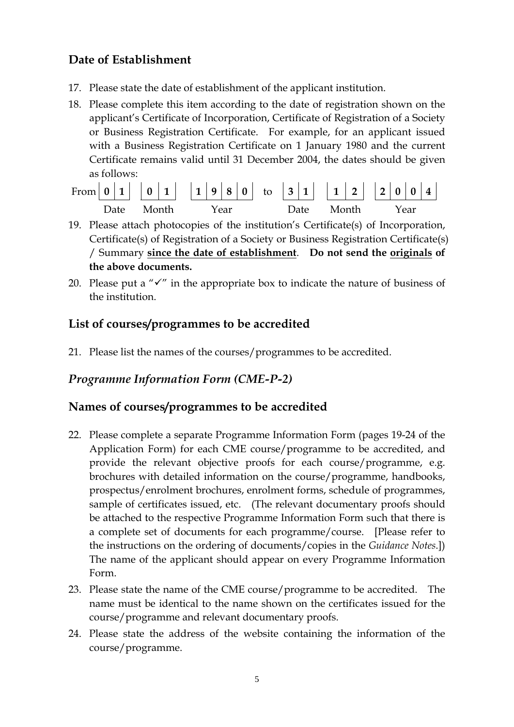## Date of Establishment

17. Please state the date of establishment of the applicant institution.
18. Please complete this item according to the date of registration shown on the applicant's Certificate of Incorporation, Certificate of Registration of a Society or Business Registration Certificate. For example, for an applicant issued with a Business Registration Certificate on 1 January 1980 and the current Certificate remains valid until 31 December 2004, the dates should be given as follows:

| | Date | Month | Year | | Date | Month | Year |
|---|---|---|---|---|---|---|---|
| From | **0 1** | **0 1** | **1 9 8 0** | to | **3 1** | **1 2** | **2 0 0 4** |

19. Please attach photocopies of the institution's Certificate(s) of Incorporation, Certificate(s) of Registration of a Society or Business Registration Certificate(s) / Summary **<u>since the date of establishment</u>**. **Do not send the <u>originals</u> of the above documents.**
20. Please put a "✓" in the appropriate box to indicate the nature of business of the institution.

## List of courses/programmes to be accredited

21. Please list the names of the courses/programmes to be accredited.

## *Programme Information Form (CME-P-2)*

## Names of courses/programmes to be accredited

22. Please complete a separate Programme Information Form (pages 19-24 of the Application Form) for each CME course/programme to be accredited, and provide the relevant objective proofs for each course/programme, e.g. brochures with detailed information on the course/programme, handbooks, prospectus/enrolment brochures, enrolment forms, schedule of programmes, sample of certificates issued, etc. (The relevant documentary proofs should be attached to the respective Programme Information Form such that there is a complete set of documents for each programme/course. [Please refer to the instructions on the ordering of documents/copies in the *Guidance Notes*.]) The name of the applicant should appear on every Programme Information Form.
23. Please state the name of the CME course/programme to be accredited. The name must be identical to the name shown on the certificates issued for the course/programme and relevant documentary proofs.
24. Please state the address of the website containing the information of the course/programme.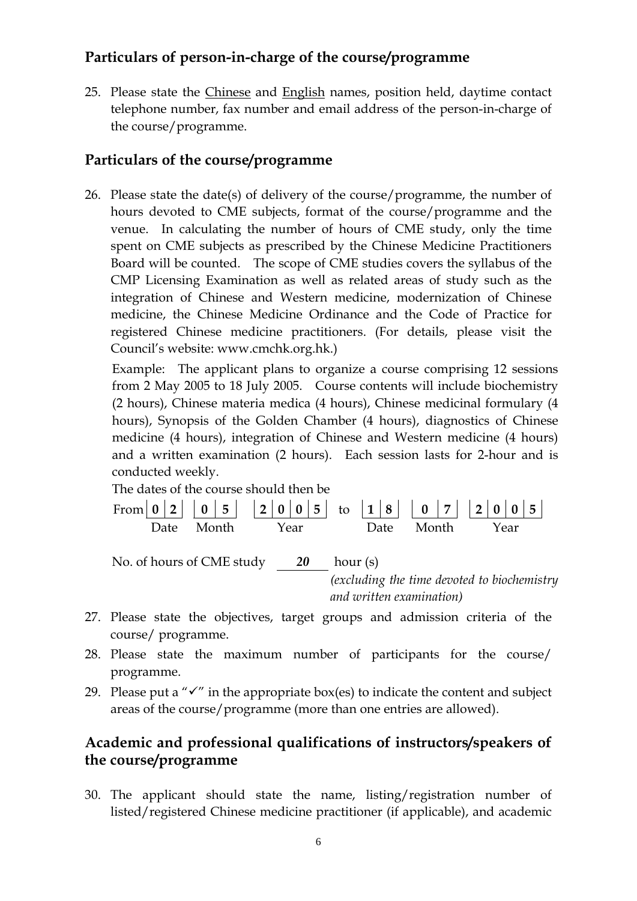## Particulars of person-in-charge of the course/programme

25. Please state the Chinese and English names, position held, daytime contact telephone number, fax number and email address of the person-in-charge of the course/programme.

## Particulars of the course/programme

26. Please state the date(s) of delivery of the course/programme, the number of hours devoted to CME subjects, format of the course/programme and the venue. In calculating the number of hours of CME study, only the time spent on CME subjects as prescribed by the Chinese Medicine Practitioners Board will be counted. The scope of CME studies covers the syllabus of the CMP Licensing Examination as well as related areas of study such as the integration of Chinese and Western medicine, modernization of Chinese medicine, the Chinese Medicine Ordinance and the Code of Practice for registered Chinese medicine practitioners. (For details, please visit the Council's website: www.cmchk.org.hk.)

    Example: The applicant plans to organize a course comprising 12 sessions from 2 May 2005 to 18 July 2005. Course contents will include biochemistry (2 hours), Chinese materia medica (4 hours), Chinese medicinal formulary (4 hours), Synopsis of the Golden Chamber (4 hours), diagnostics of Chinese medicine (4 hours), integration of Chinese and Western medicine (4 hours) and a written examination (2 hours). Each session lasts for 2-hour and is conducted weekly.

    The dates of the course should then be

    From **0 2** (Date) **0 5** (Month) **2 0 0 5** (Year) to **1 8** (Date) **0 7** (Month) **2 0 0 5** (Year)

    No. of hours of CME study ***20*** hour (s) *(excluding the time devoted to biochemistry and written examination)*

27. Please state the objectives, target groups and admission criteria of the course/ programme.

28. Please state the maximum number of participants for the course/ programme.

29. Please put a "✓" in the appropriate box(es) to indicate the content and subject areas of the course/programme (more than one entries are allowed).

## Academic and professional qualifications of instructors/speakers of the course/programme

30. The applicant should state the name, listing/registration number of listed/registered Chinese medicine practitioner (if applicable), and academic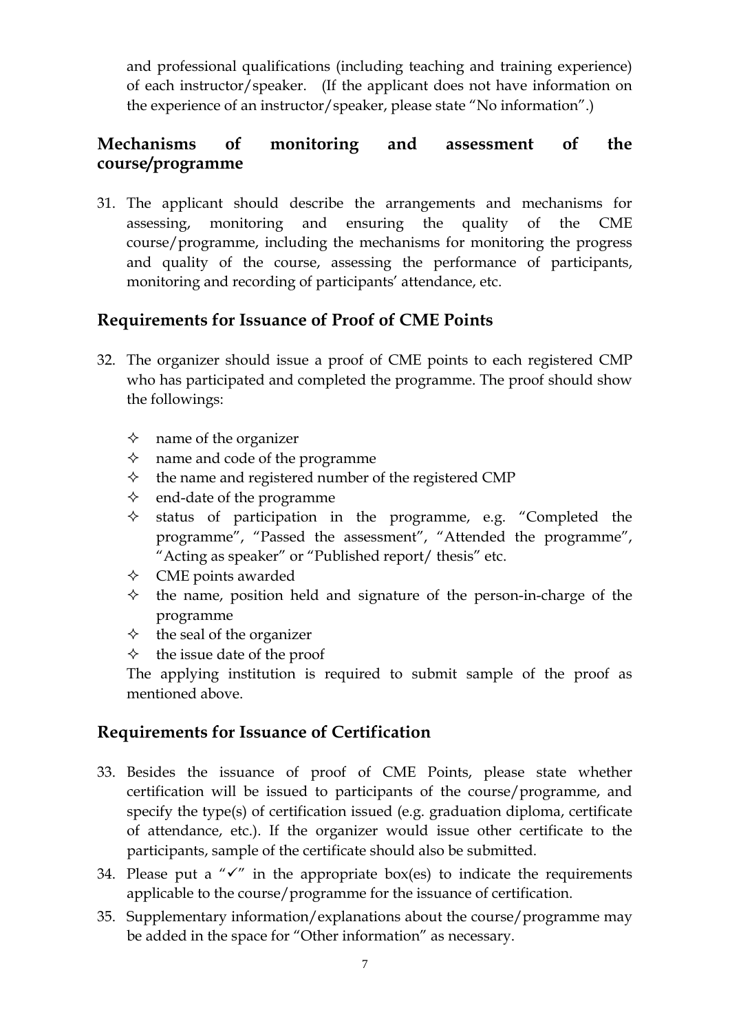and professional qualifications (including teaching and training experience) of each instructor/speaker. (If the applicant does not have information on the experience of an instructor/speaker, please state "No information".)

## Mechanisms of monitoring and assessment of the course/programme

31. The applicant should describe the arrangements and mechanisms for assessing, monitoring and ensuring the quality of the CME course/programme, including the mechanisms for monitoring the progress and quality of the course, assessing the performance of participants, monitoring and recording of participants' attendance, etc.

## Requirements for Issuance of Proof of CME Points

32. The organizer should issue a proof of CME points to each registered CMP who has participated and completed the programme. The proof should show the followings:

    - name of the organizer
    - name and code of the programme
    - the name and registered number of the registered CMP
    - end-date of the programme
    - status of participation in the programme, e.g. "Completed the programme", "Passed the assessment", "Attended the programme", "Acting as speaker" or "Published report/ thesis" etc.
    - CME points awarded
    - the name, position held and signature of the person-in-charge of the programme
    - the seal of the organizer
    - the issue date of the proof

    The applying institution is required to submit sample of the proof as mentioned above.

## Requirements for Issuance of Certification

33. Besides the issuance of proof of CME Points, please state whether certification will be issued to participants of the course/programme, and specify the type(s) of certification issued (e.g. graduation diploma, certificate of attendance, etc.). If the organizer would issue other certificate to the participants, sample of the certificate should also be submitted.
34. Please put a "✓" in the appropriate box(es) to indicate the requirements applicable to the course/programme for the issuance of certification.
35. Supplementary information/explanations about the course/programme may be added in the space for "Other information" as necessary.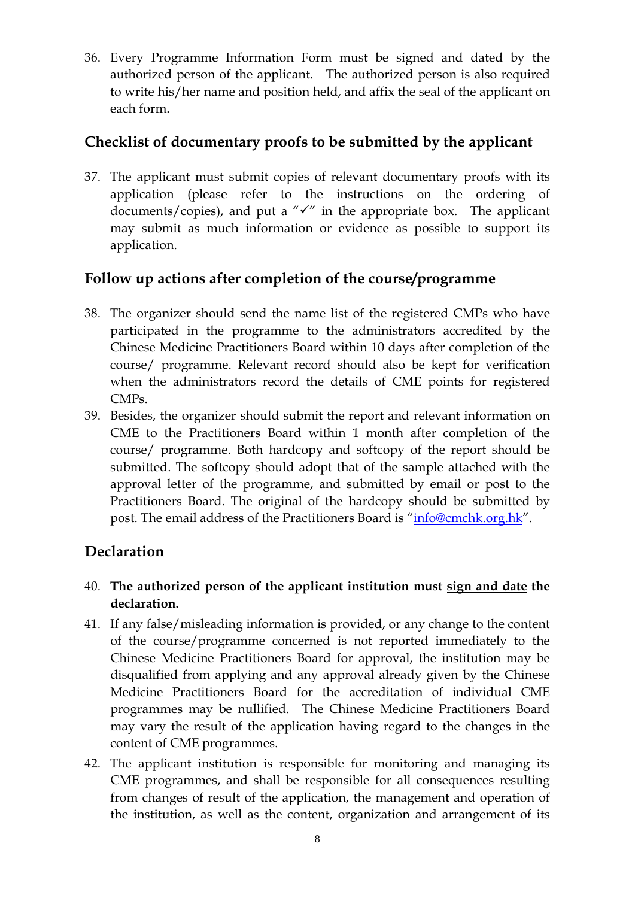36. Every Programme Information Form must be signed and dated by the authorized person of the applicant. The authorized person is also required to write his/her name and position held, and affix the seal of the applicant on each form.

## Checklist of documentary proofs to be submitted by the applicant

37. The applicant must submit copies of relevant documentary proofs with its application (please refer to the instructions on the ordering of documents/copies), and put a "✓" in the appropriate box. The applicant may submit as much information or evidence as possible to support its application.

## Follow up actions after completion of the course/programme

38. The organizer should send the name list of the registered CMPs who have participated in the programme to the administrators accredited by the Chinese Medicine Practitioners Board within 10 days after completion of the course/ programme. Relevant record should also be kept for verification when the administrators record the details of CME points for registered CMPs.
39. Besides, the organizer should submit the report and relevant information on CME to the Practitioners Board within 1 month after completion of the course/ programme. Both hardcopy and softcopy of the report should be submitted. The softcopy should adopt that of the sample attached with the approval letter of the programme, and submitted by email or post to the Practitioners Board. The original of the hardcopy should be submitted by post. The email address of the Practitioners Board is "info@cmchk.org.hk".

## Declaration

40. **The authorized person of the applicant institution must <u>sign and date</u> the declaration.**
41. If any false/misleading information is provided, or any change to the content of the course/programme concerned is not reported immediately to the Chinese Medicine Practitioners Board for approval, the institution may be disqualified from applying and any approval already given by the Chinese Medicine Practitioners Board for the accreditation of individual CME programmes may be nullified. The Chinese Medicine Practitioners Board may vary the result of the application having regard to the changes in the content of CME programmes.
42. The applicant institution is responsible for monitoring and managing its CME programmes, and shall be responsible for all consequences resulting from changes of result of the application, the management and operation of the institution, as well as the content, organization and arrangement of its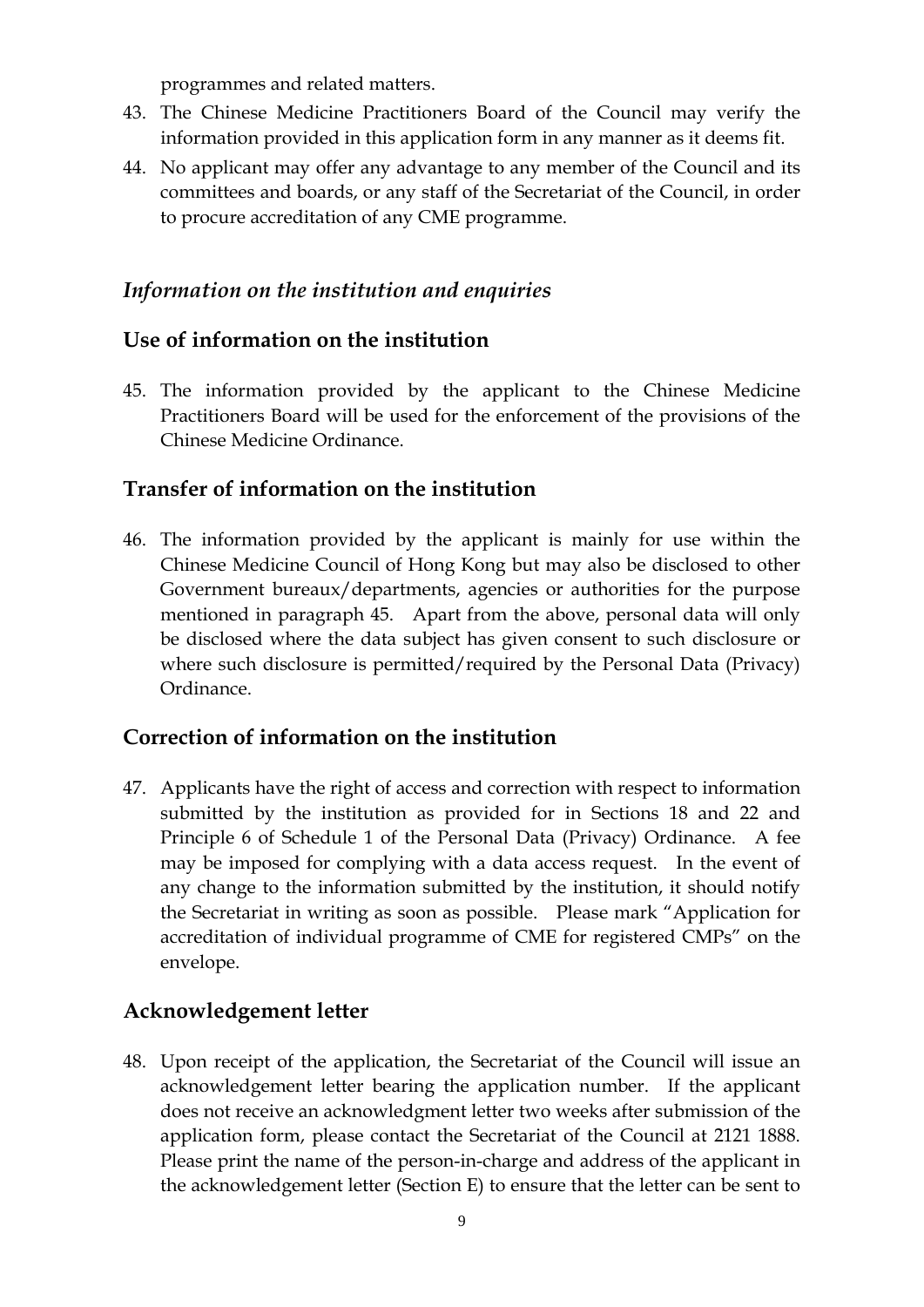programmes and related matters.

43. The Chinese Medicine Practitioners Board of the Council may verify the information provided in this application form in any manner as it deems fit.
44. No applicant may offer any advantage to any member of the Council and its committees and boards, or any staff of the Secretariat of the Council, in order to procure accreditation of any CME programme.

### *Information on the institution and enquiries*

## **Use of information on the institution**

45. The information provided by the applicant to the Chinese Medicine Practitioners Board will be used for the enforcement of the provisions of the Chinese Medicine Ordinance.

## **Transfer of information on the institution**

46. The information provided by the applicant is mainly for use within the Chinese Medicine Council of Hong Kong but may also be disclosed to other Government bureaux/departments, agencies or authorities for the purpose mentioned in paragraph 45. Apart from the above, personal data will only be disclosed where the data subject has given consent to such disclosure or where such disclosure is permitted/required by the Personal Data (Privacy) Ordinance.

## **Correction of information on the institution**

47. Applicants have the right of access and correction with respect to information submitted by the institution as provided for in Sections 18 and 22 and Principle 6 of Schedule 1 of the Personal Data (Privacy) Ordinance. A fee may be imposed for complying with a data access request. In the event of any change to the information submitted by the institution, it should notify the Secretariat in writing as soon as possible. Please mark "Application for accreditation of individual programme of CME for registered CMPs" on the envelope.

## **Acknowledgement letter**

48. Upon receipt of the application, the Secretariat of the Council will issue an acknowledgement letter bearing the application number. If the applicant does not receive an acknowledgment letter two weeks after submission of the application form, please contact the Secretariat of the Council at 2121 1888. Please print the name of the person-in-charge and address of the applicant in the acknowledgement letter (Section E) to ensure that the letter can be sent to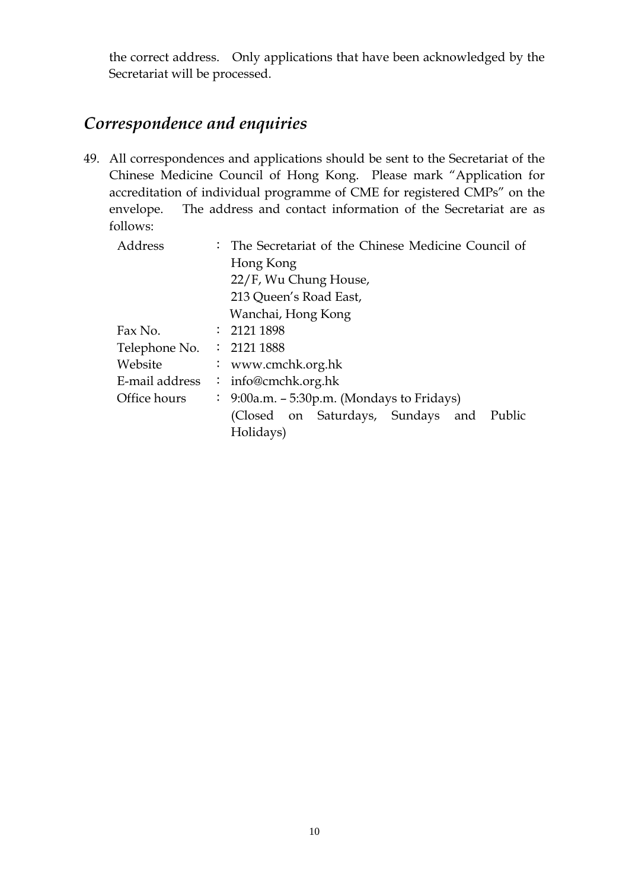the correct address. Only applications that have been acknowledged by the Secretariat will be processed.

## *Correspondence and enquiries*

49. All correspondences and applications should be sent to the Secretariat of the Chinese Medicine Council of Hong Kong. Please mark "Application for accreditation of individual programme of CME for registered CMPs" on the envelope. The address and contact information of the Secretariat are as follows:

| | | |
|---|---|---|
| Address | : | The Secretariat of the Chinese Medicine Council of Hong Kong<br>22/F, Wu Chung House,<br>213 Queen's Road East,<br>Wanchai, Hong Kong |
| Fax No. | : | 2121 1898 |
| Telephone No. | : | 2121 1888 |
| Website | : | www.cmchk.org.hk |
| E-mail address | : | info@cmchk.org.hk |
| Office hours | : | 9:00a.m. – 5:30p.m. (Mondays to Fridays)<br>(Closed on Saturdays, Sundays and Public Holidays) |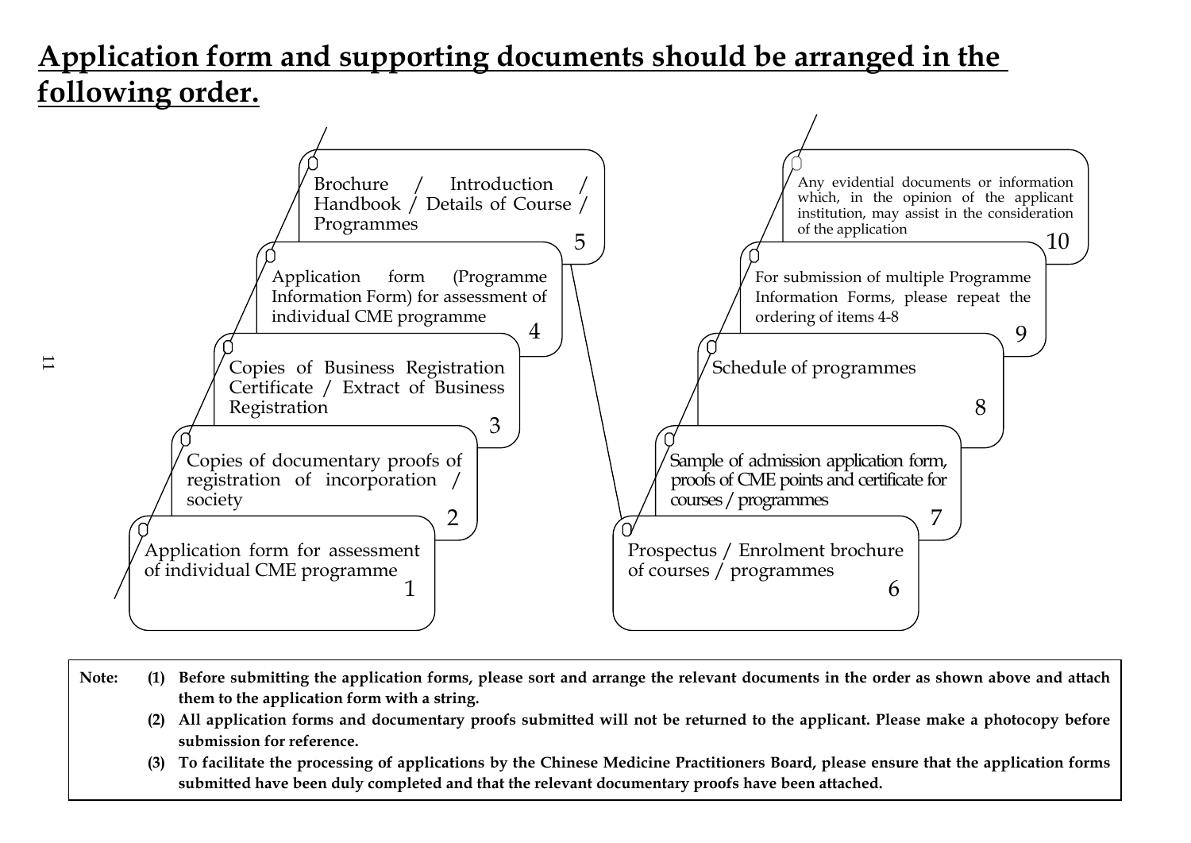# Application form and supporting documents should be arranged in the following order.

1. Application form for assessment of individual CME programme
2. Copies of documentary proofs of registration of incorporation / society
3. Copies of Business Registration Certificate / Extract of Business Registration
4. Application form (Programme Information Form) for assessment of individual CME programme
5. Brochure / Introduction / Handbook / Details of Course / Programmes
6. Prospectus / Enrolment brochure of courses / programmes
7. Sample of admission application form, proofs of CME points and certificate for courses / programmes
8. Schedule of programmes
9. For submission of multiple Programme Information Forms, please repeat the ordering of items 4-8
10. Any evidential documents or information which, in the opinion of the applicant institution, may assist in the consideration of the application

**Note:**

**(1) Before submitting the application forms, please sort and arrange the relevant documents in the order as shown above and attach them to the application form with a string.**

**(2) All application forms and documentary proofs submitted will not be returned to the applicant. Please make a photocopy before submission for reference.**

**(3) To facilitate the processing of applications by the Chinese Medicine Practitioners Board, please ensure that the application forms submitted have been duly completed and that the relevant documentary proofs have been attached.**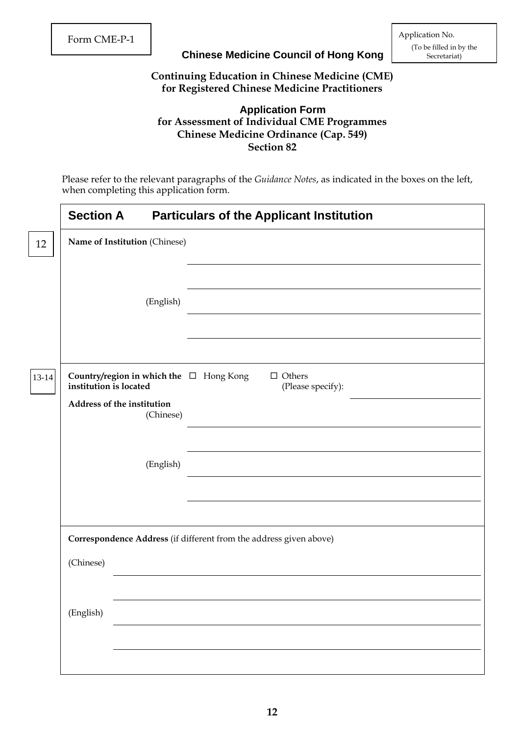Form CME-P-1

**Chinese Medicine Council of Hong Kong**

Application No.
(To be filled in by the Secretariat)

**Continuing Education in Chinese Medicine (CME) for Registered Chinese Medicine Practitioners**

**Application Form**
**for Assessment of Individual CME Programmes**
**Chinese Medicine Ordinance (Cap. 549)**
**Section 82**

Please refer to the relevant paragraphs of the *Guidance Notes*, as indicated in the boxes on the left, when completing this application form.

## Section A Particulars of the Applicant Institution

[12]

**Name of Institution** (Chinese) ______________________________

______________________________

(English) ______________________________

______________________________

[13-14]

**Country/region in which the institution is located** ☐ Hong Kong ☐ Others (Please specify): ______________________________

**Address of the institution**

(Chinese) ______________________________

______________________________

(English) ______________________________

______________________________

**Correspondence Address** (if different from the address given above)

(Chinese) ______________________________

______________________________

(English) ______________________________

______________________________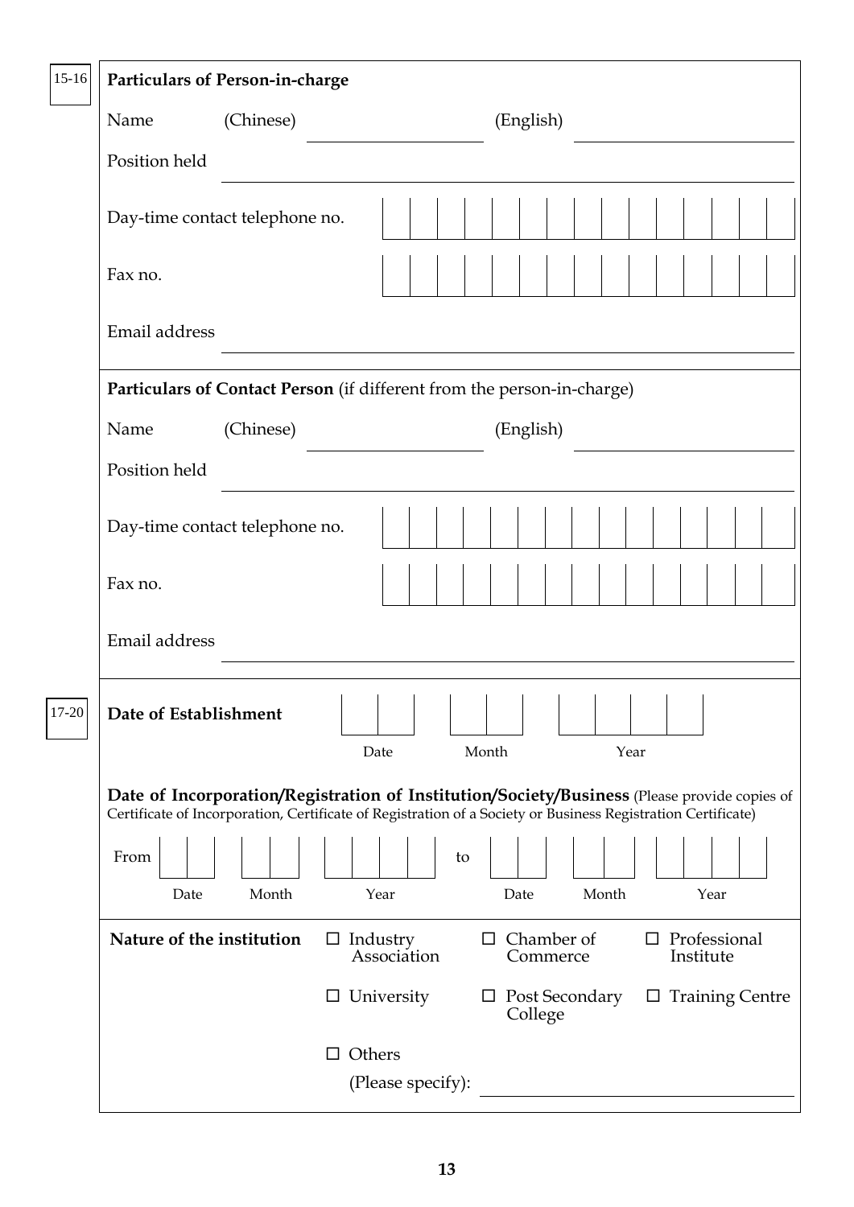15-16

**Particulars of Person-in-charge**

Name (Chinese) ____________________ (English) ____________________

Position held ____________________

Day-time contact telephone no. | | | | | | | | | | | | | | | |

Fax no. | | | | | | | | | | | | | | | |

Email address ____________________

**Particulars of Contact Person** (if different from the person-in-charge)

Name (Chinese) ____________________ (English) ____________________

Position held ____________________

Day-time contact telephone no. | | | | | | | | | | | | | | | |

Fax no. | | | | | | | | | | | | | | | |

Email address ____________________

17-20

**Date of Establishment**

| | | | | | | | |
|---|---|---|---|---|---|---|---|
| Date | | Month | | Year | | | |

**Date of Incorporation/Registration of Institution/Society/Business** (Please provide copies of Certificate of Incorporation, Certificate of Registration of a Society or Business Registration Certificate)

From ☐☐ ☐☐ ☐☐☐☐ to ☐☐ ☐☐ ☐☐☐☐

Date Month Year Date Month Year

**Nature of the institution**

☐ Industry Association ☐ Chamber of Commerce ☐ Professional Institute

☐ University ☐ Post Secondary College ☐ Training Centre

☐ Others

(Please specify): ____________________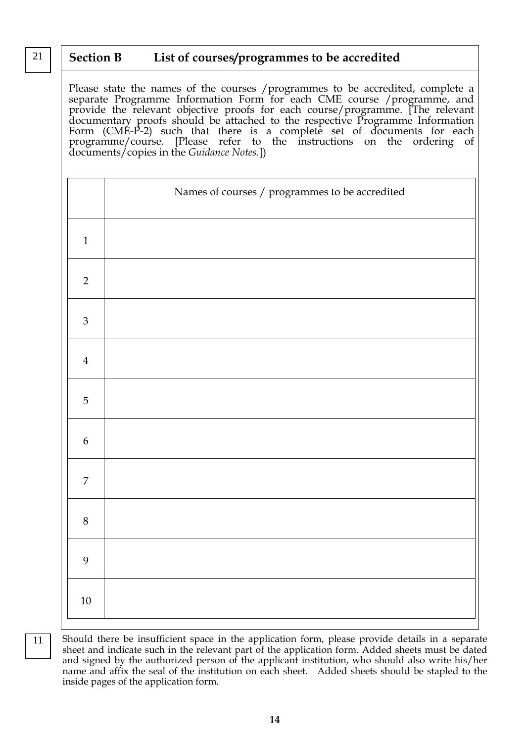21

## Section B List of courses/programmes to be accredited

Please state the names of the courses /programmes to be accredited, complete a separate Programme Information Form for each CME course /programme, and provide the relevant objective proofs for each course/programme. [The relevant documentary proofs should be attached to the respective Programme Information Form (CME-P-2) such that there is a complete set of documents for each programme/course. [Please refer to the instructions on the ordering of documents/copies in the *Guidance Notes*.])

| | Names of courses / programmes to be accredited |
|---|---|
| 1 | |
| 2 | |
| 3 | |
| 4 | |
| 5 | |
| 6 | |
| 7 | |
| 8 | |
| 9 | |
| 10 | |

11

Should there be insufficient space in the application form, please provide details in a separate sheet and indicate such in the relevant part of the application form. Added sheets must be dated and signed by the authorized person of the applicant institution, who should also write his/her name and affix the seal of the institution on each sheet. Added sheets should be stapled to the inside pages of the application form.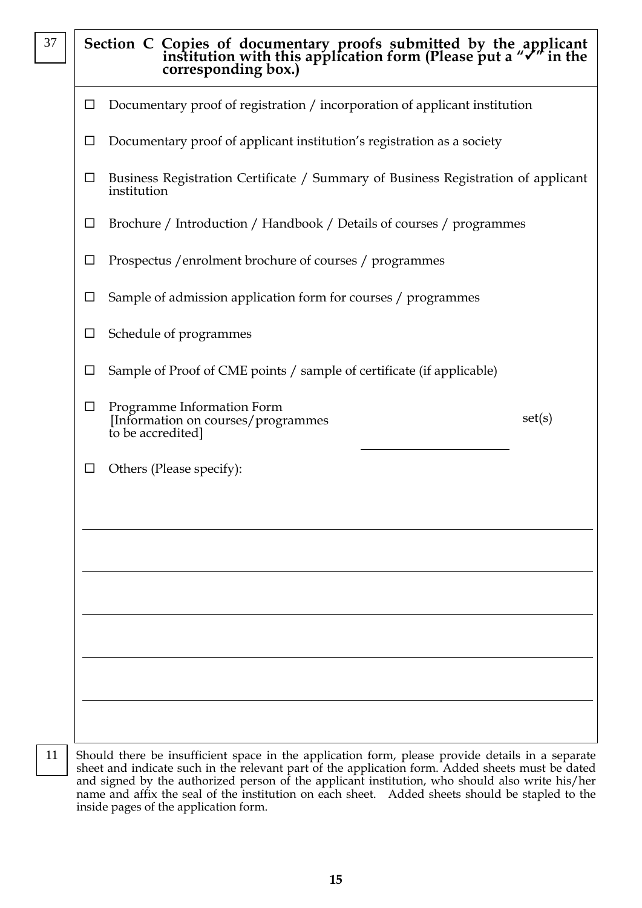37

## Section C Copies of documentary proofs submitted by the applicant institution with this application form (Please put a "✓" in the corresponding box.)

- ☐ Documentary proof of registration / incorporation of applicant institution
- ☐ Documentary proof of applicant institution's registration as a society
- ☐ Business Registration Certificate / Summary of Business Registration of applicant institution
- ☐ Brochure / Introduction / Handbook / Details of courses / programmes
- ☐ Prospectus /enrolment brochure of courses / programmes
- ☐ Sample of admission application form for courses / programmes
- ☐ Schedule of programmes
- ☐ Sample of Proof of CME points / sample of certificate (if applicable)
- ☐ Programme Information Form [Information on courses/programmes to be accredited] ____________ set(s)
- ☐ Others (Please specify):

______________________________________________________________________

______________________________________________________________________

______________________________________________________________________

______________________________________________________________________

______________________________________________________________________

11

Should there be insufficient space in the application form, please provide details in a separate sheet and indicate such in the relevant part of the application form. Added sheets must be dated and signed by the authorized person of the applicant institution, who should also write his/her name and affix the seal of the institution on each sheet. Added sheets should be stapled to the inside pages of the application form.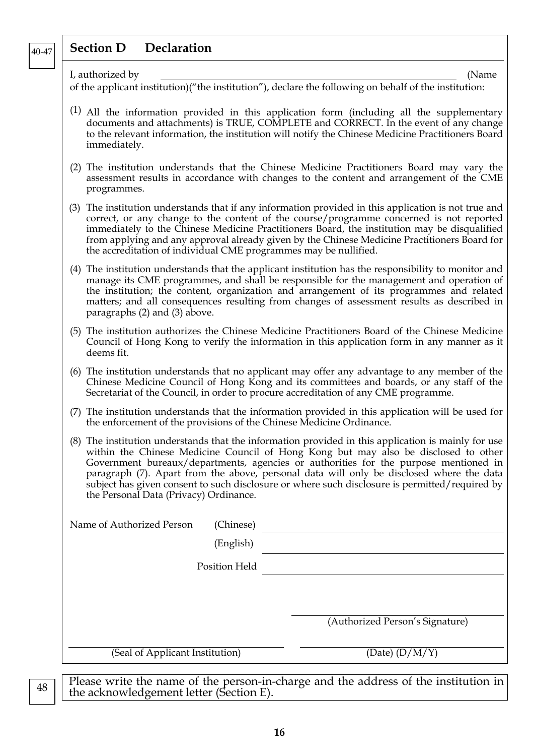40-47

## Section D Declaration

I, authorized by \_\_\_\_\_\_\_\_\_\_\_\_\_\_\_\_\_\_\_\_\_\_\_\_\_\_\_\_\_\_\_\_\_\_\_\_\_\_\_\_ (Name of the applicant institution)("the institution"), declare the following on behalf of the institution:

(1) All the information provided in this application form (including all the supplementary documents and attachments) is TRUE, COMPLETE and CORRECT. In the event of any change to the relevant information, the institution will notify the Chinese Medicine Practitioners Board immediately.

(2) The institution understands that the Chinese Medicine Practitioners Board may vary the assessment results in accordance with changes to the content and arrangement of the CME programmes.

(3) The institution understands that if any information provided in this application is not true and correct, or any change to the content of the course/programme concerned is not reported immediately to the Chinese Medicine Practitioners Board, the institution may be disqualified from applying and any approval already given by the Chinese Medicine Practitioners Board for the accreditation of individual CME programmes may be nullified.

(4) The institution understands that the applicant institution has the responsibility to monitor and manage its CME programmes, and shall be responsible for the management and operation of the institution; the content, organization and arrangement of its programmes and related matters; and all consequences resulting from changes of assessment results as described in paragraphs (2) and (3) above.

(5) The institution authorizes the Chinese Medicine Practitioners Board of the Chinese Medicine Council of Hong Kong to verify the information in this application form in any manner as it deems fit.

(6) The institution understands that no applicant may offer any advantage to any member of the Chinese Medicine Council of Hong Kong and its committees and boards, or any staff of the Secretariat of the Council, in order to procure accreditation of any CME programme.

(7) The institution understands that the information provided in this application will be used for the enforcement of the provisions of the Chinese Medicine Ordinance.

(8) The institution understands that the information provided in this application is mainly for use within the Chinese Medicine Council of Hong Kong but may also be disclosed to other Government bureaux/departments, agencies or authorities for the purpose mentioned in paragraph (7). Apart from the above, personal data will only be disclosed where the data subject has given consent to such disclosure or where such disclosure is permitted/required by the Personal Data (Privacy) Ordinance.

Name of Authorized Person (Chinese) \_\_\_\_\_\_\_\_\_\_\_\_\_\_\_\_\_\_\_\_\_\_\_\_

(English) \_\_\_\_\_\_\_\_\_\_\_\_\_\_\_\_\_\_\_\_\_\_\_\_

Position Held \_\_\_\_\_\_\_\_\_\_\_\_\_\_\_\_\_\_\_\_\_\_\_\_

\_\_\_\_\_\_\_\_\_\_\_\_\_\_\_\_\_\_\_\_\_\_\_\_
(Authorized Person's Signature)

\_\_\_\_\_\_\_\_\_\_\_\_\_\_\_\_\_\_\_\_\_\_\_\_
(Seal of Applicant Institution)

\_\_\_\_\_\_\_\_\_\_\_\_\_\_\_\_\_\_\_\_\_\_\_\_
(Date) (D/M/Y)

48

Please write the name of the person-in-charge and the address of the institution in the acknowledgement letter (Section E).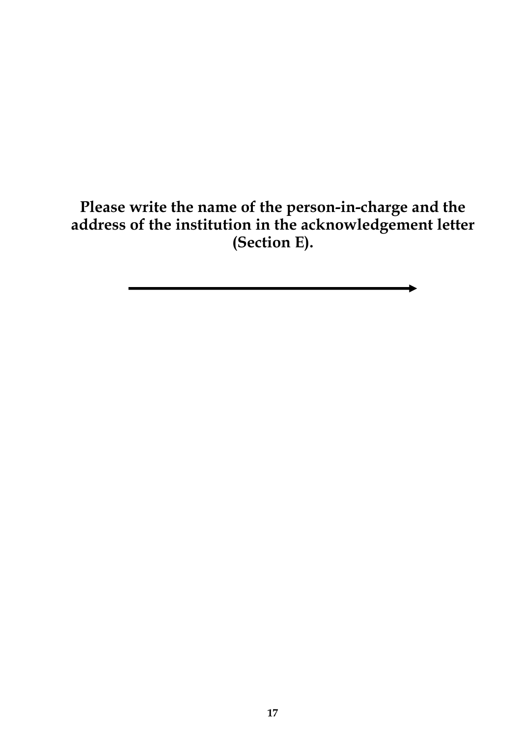**Please write the name of the person-in-charge and the address of the institution in the acknowledgement letter (Section E).**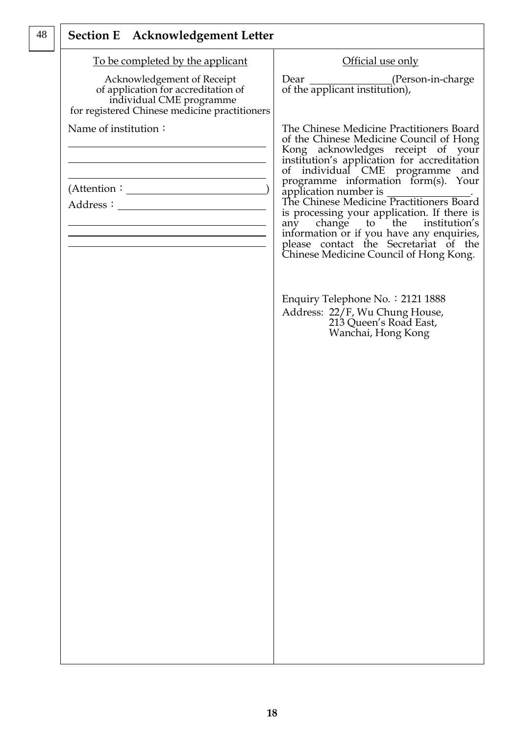## Section E Acknowledgement Letter

| To be completed by the applicant | Official use only |
| --- | --- |
| Acknowledgement of Receipt of application for accreditation of individual CME programme for registered Chinese medicine practitioners | Dear ______________(Person-in-charge of the applicant institution), |
| Name of institution：<br>______________________________<br>______________________________<br>______________________________<br>(Attention：______________________)<br>Address：__________________________<br>______________________________<br>______________________________<br>______________________________ | The Chinese Medicine Practitioners Board of the Chinese Medicine Council of Hong Kong acknowledges receipt of your institution's application for accreditation of individual CME programme and programme information form(s). Your application number is ______________. The Chinese Medicine Practitioners Board is processing your application. If there is any change to the institution's information or if you have any enquiries, please contact the Secretariat of the Chinese Medicine Council of Hong Kong.<br><br>Enquiry Telephone No.：2121 1888<br>Address: 22/F, Wu Chung House, 213 Queen's Road East, Wanchai, Hong Kong |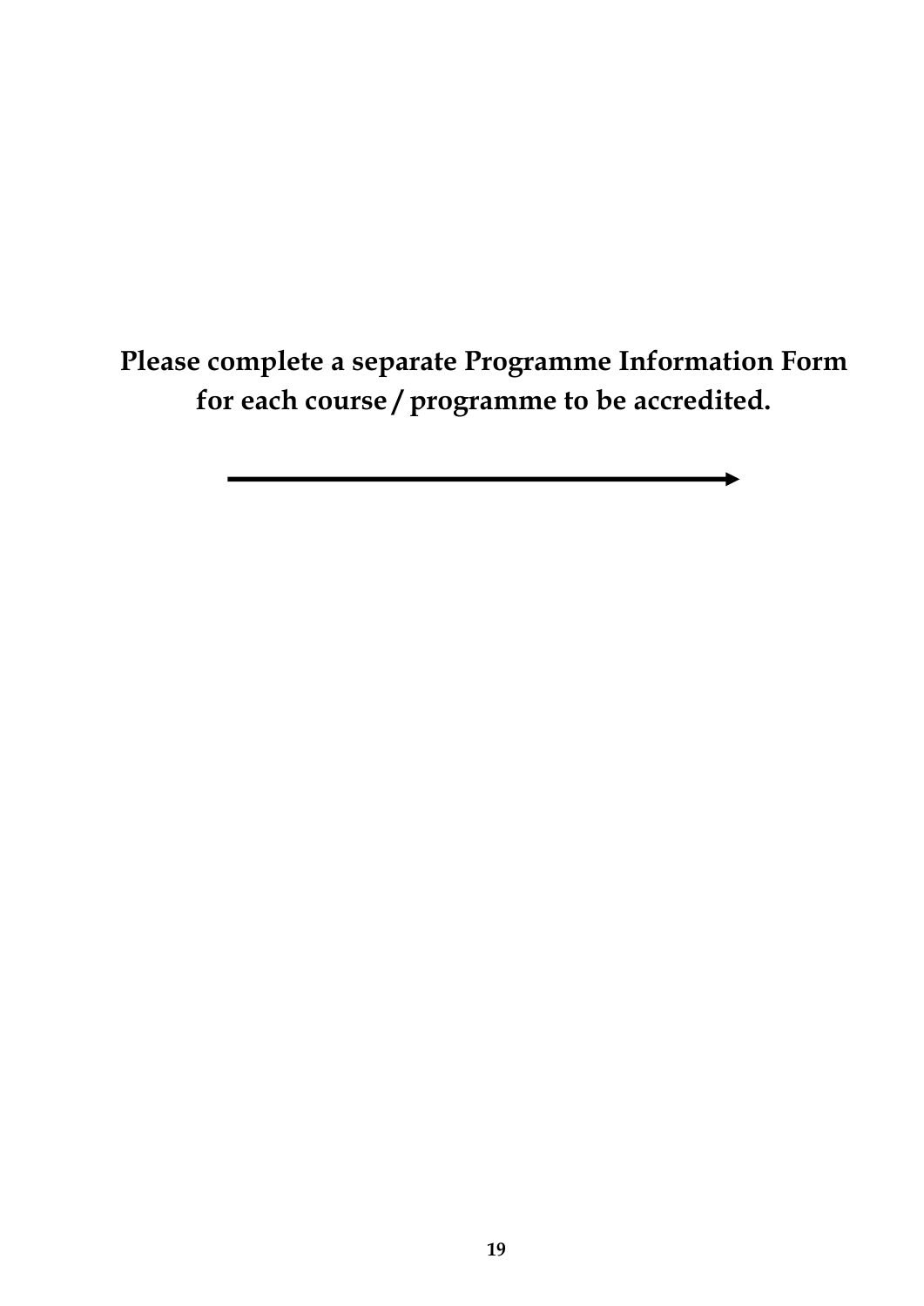**Please complete a separate Programme Information Form for each course / programme to be accredited.**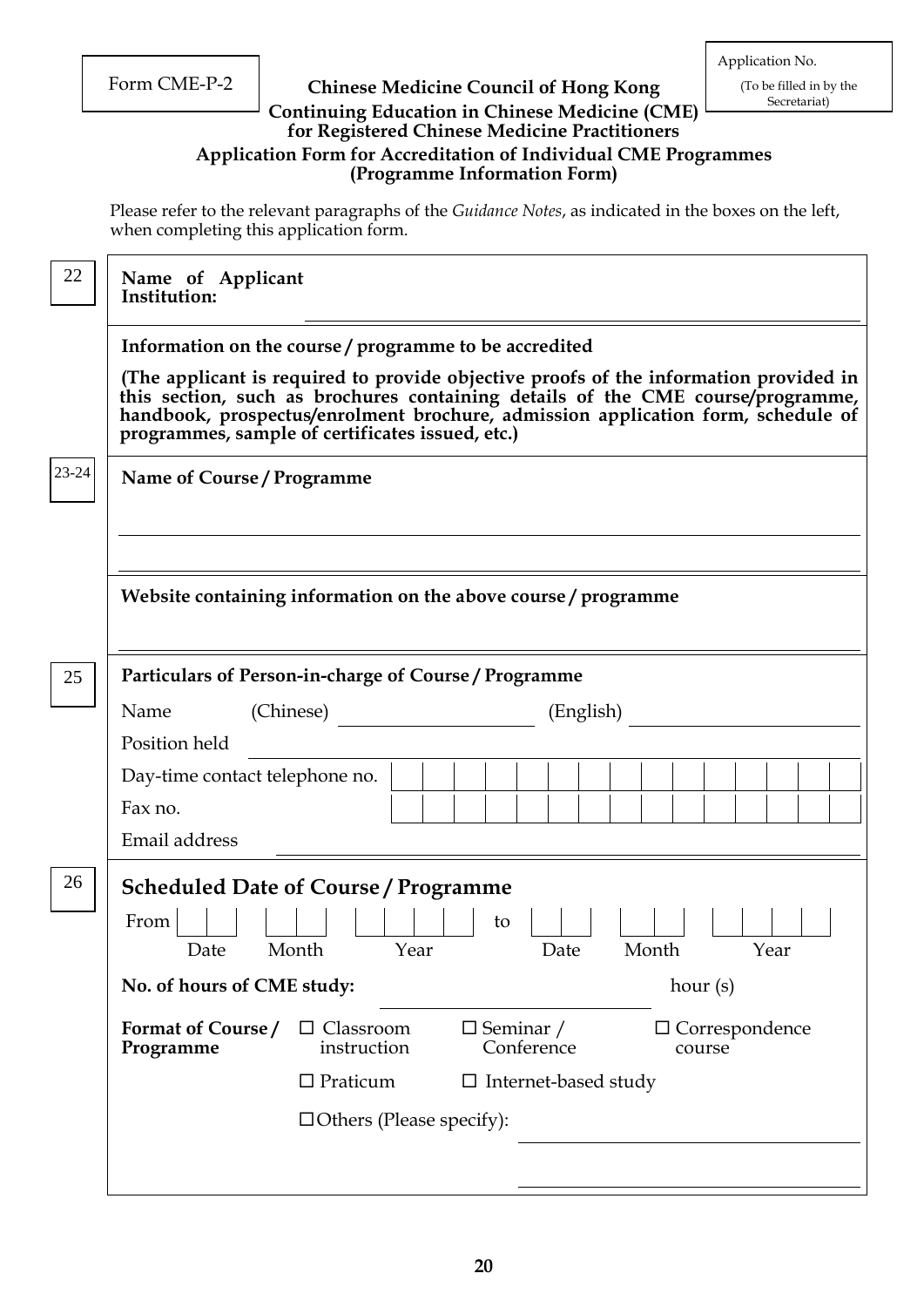Form CME-P-2

Application No.
(To be filled in by the Secretariat)

**Chinese Medicine Council of Hong Kong**
**Continuing Education in Chinese Medicine (CME) for Registered Chinese Medicine Practitioners**
**Application Form for Accreditation of Individual CME Programmes**
**(Programme Information Form)**

Please refer to the relevant paragraphs of the *Guidance Notes*, as indicated in the boxes on the left, when completing this application form.

22 | **Name of Applicant Institution:** ______________________________

**Information on the course / programme to be accredited**

**(The applicant is required to provide objective proofs of the information provided in this section, such as brochures containing details of the CME course/programme, handbook, prospectus/enrolment brochure, admission application form, schedule of programmes, sample of certificates issued, etc.)**

23-24 | **Name of Course / Programme**

______________________________

______________________________

**Website containing information on the above course / programme**

______________________________

25 | **Particulars of Person-in-charge of Course / Programme**

Name (Chinese) ____________________ (English) ____________________

Position held ______________________________

Day-time contact telephone no. ☐☐☐☐☐☐☐☐☐☐☐☐☐☐☐

Fax no. ☐☐☐☐☐☐☐☐☐☐☐☐☐☐☐

Email address ______________________________

26 | **Scheduled Date of Course / Programme**

From ☐☐ (Date) ☐☐ (Month) ☐☐☐☐ (Year) to ☐☐ (Date) ☐☐ (Month) ☐☐☐☐ (Year)

**No. of hours of CME study:** ____________________ hour (s)

**Format of Course / Programme**

- ☐ Classroom instruction
- ☐ Seminar / Conference
- ☐ Correspondence course
- ☐ Praticum
- ☐ Internet-based study
- ☐ Others (Please specify): ______________________________

______________________________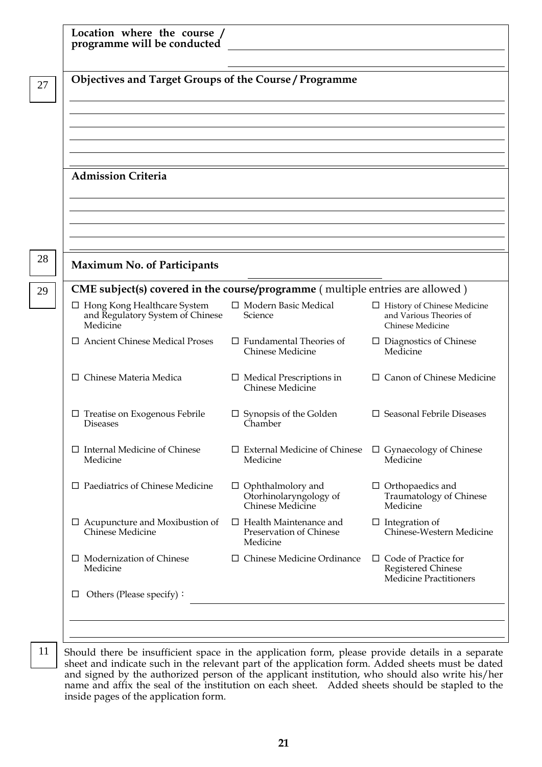**Location where the course / programme will be conducted** \_\_\_\_\_\_\_\_\_\_\_\_\_\_\_\_\_\_\_\_\_\_\_\_\_\_\_\_

\_\_\_\_\_\_\_\_\_\_\_\_\_\_\_\_\_\_\_\_\_\_\_\_\_\_\_\_

27

**Objectives and Target Groups of the Course / Programme**

\_\_\_\_\_\_\_\_\_\_\_\_\_\_\_\_\_\_\_\_\_\_\_\_\_\_\_\_

\_\_\_\_\_\_\_\_\_\_\_\_\_\_\_\_\_\_\_\_\_\_\_\_\_\_\_\_

\_\_\_\_\_\_\_\_\_\_\_\_\_\_\_\_\_\_\_\_\_\_\_\_\_\_\_\_

\_\_\_\_\_\_\_\_\_\_\_\_\_\_\_\_\_\_\_\_\_\_\_\_\_\_\_\_

\_\_\_\_\_\_\_\_\_\_\_\_\_\_\_\_\_\_\_\_\_\_\_\_\_\_\_\_

**Admission Criteria**

\_\_\_\_\_\_\_\_\_\_\_\_\_\_\_\_\_\_\_\_\_\_\_\_\_\_\_\_

\_\_\_\_\_\_\_\_\_\_\_\_\_\_\_\_\_\_\_\_\_\_\_\_\_\_\_\_

\_\_\_\_\_\_\_\_\_\_\_\_\_\_\_\_\_\_\_\_\_\_\_\_\_\_\_\_

\_\_\_\_\_\_\_\_\_\_\_\_\_\_\_\_\_\_\_\_\_\_\_\_\_\_\_\_

28

**Maximum No. of Participants** \_\_\_\_\_\_\_\_\_\_\_\_\_\_\_\_\_\_\_\_

29

**CME subject(s) covered in the course/programme** ( multiple entries are allowed )

| | | |
|---|---|---|
| ☐ Hong Kong Healthcare System and Regulatory System of Chinese Medicine | ☐ Modern Basic Medical Science | ☐ History of Chinese Medicine and Various Theories of Chinese Medicine |
| ☐ Ancient Chinese Medical Proses | ☐ Fundamental Theories of Chinese Medicine | ☐ Diagnostics of Chinese Medicine |
| ☐ Chinese Materia Medica | ☐ Medical Prescriptions in Chinese Medicine | ☐ Canon of Chinese Medicine |
| ☐ Treatise on Exogenous Febrile Diseases | ☐ Synopsis of the Golden Chamber | ☐ Seasonal Febrile Diseases |
| ☐ Internal Medicine of Chinese Medicine | ☐ External Medicine of Chinese Medicine | ☐ Gynaecology of Chinese Medicine |
| ☐ Paediatrics of Chinese Medicine | ☐ Ophthalmolory and Otorhinolaryngology of Chinese Medicine | ☐ Orthopaedics and Traumatology of Chinese Medicine |
| ☐ Acupuncture and Moxibustion of Chinese Medicine | ☐ Health Maintenance and Preservation of Chinese Medicine | ☐ Integration of Chinese-Western Medicine |
| ☐ Modernization of Chinese Medicine | ☐ Chinese Medicine Ordinance | ☐ Code of Practice for Registered Chinese Medicine Practitioners |

☐ Others (Please specify)： \_\_\_\_\_\_\_\_\_\_\_\_\_\_\_\_\_\_\_\_\_\_\_\_\_\_\_\_

\_\_\_\_\_\_\_\_\_\_\_\_\_\_\_\_\_\_\_\_\_\_\_\_\_\_\_\_

\_\_\_\_\_\_\_\_\_\_\_\_\_\_\_\_\_\_\_\_\_\_\_\_\_\_\_\_

11

Should there be insufficient space in the application form, please provide details in a separate sheet and indicate such in the relevant part of the application form. Added sheets must be dated and signed by the authorized person of the applicant institution, who should also write his/her name and affix the seal of the institution on each sheet. Added sheets should be stapled to the inside pages of the application form.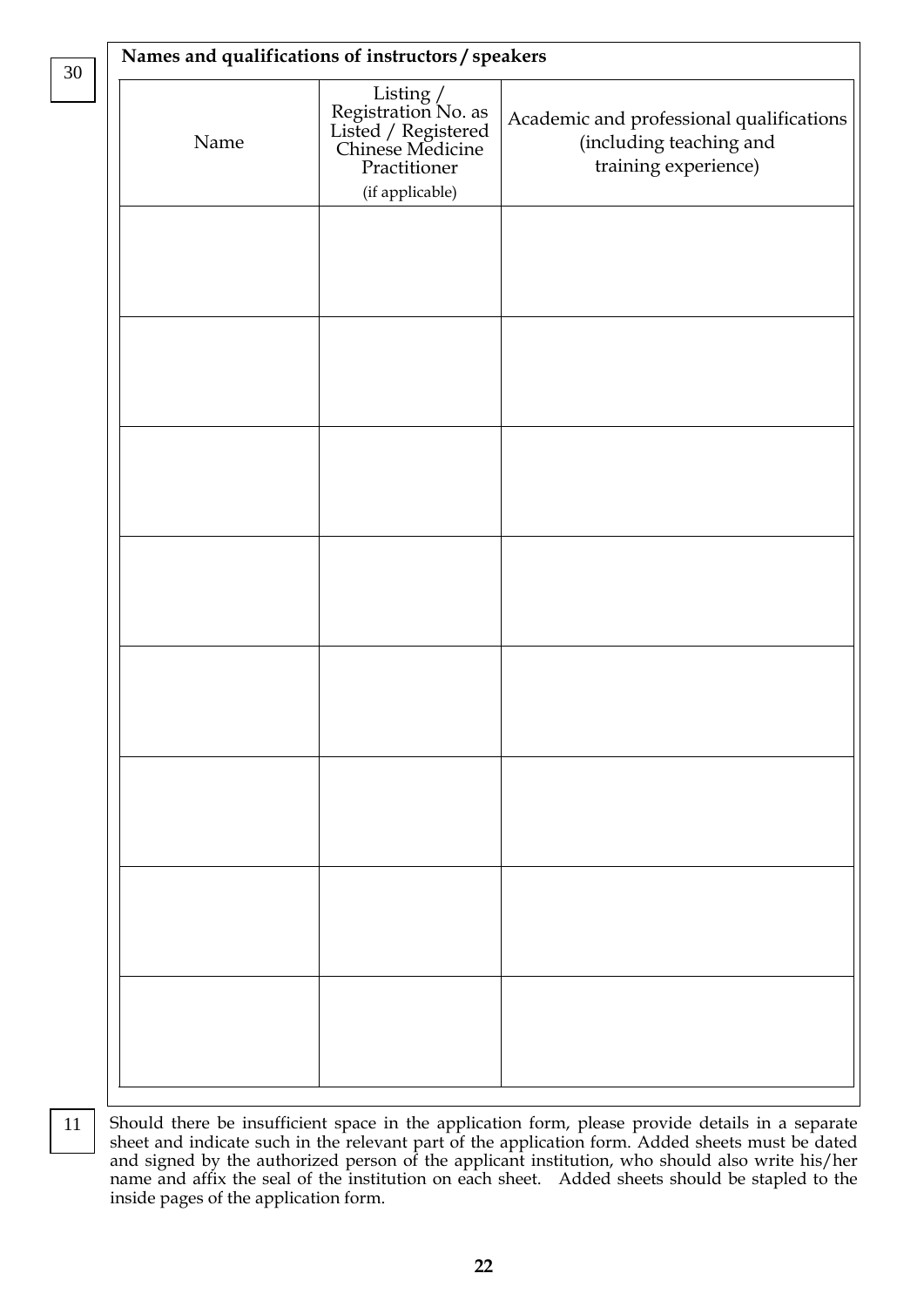30

**Names and qualifications of instructors / speakers**

| Name | Listing / Registration No. as Listed / Registered Chinese Medicine Practitioner (if applicable) | Academic and professional qualifications (including teaching and training experience) |
|---|---|---|
| | | |
| | | |
| | | |
| | | |
| | | |
| | | |
| | | |
| | | |

11

Should there be insufficient space in the application form, please provide details in a separate sheet and indicate such in the relevant part of the application form. Added sheets must be dated and signed by the authorized person of the applicant institution, who should also write his/her name and affix the seal of the institution on each sheet. Added sheets should be stapled to the inside pages of the application form.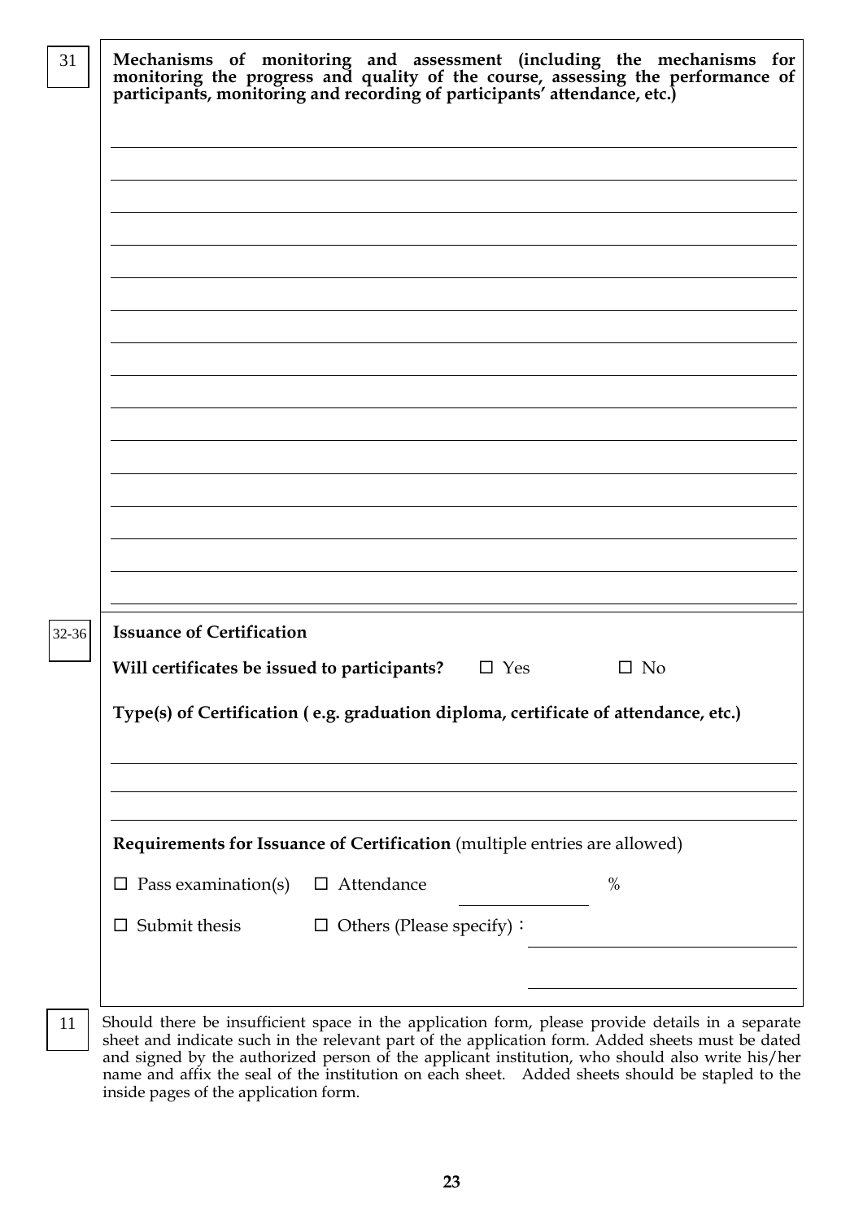31

**Mechanisms of monitoring and assessment (including the mechanisms for monitoring the progress and quality of the course, assessing the performance of participants, monitoring and recording of participants' attendance, etc.)**

\_\_\_\_\_\_\_\_\_\_\_\_\_\_\_\_\_\_\_\_\_\_\_\_\_\_\_\_\_\_\_\_\_\_\_\_\_\_\_\_\_\_\_\_\_\_\_\_\_\_\_\_\_\_\_\_\_\_\_\_\_\_\_\_\_\_\_\_\_\_\_\_

\_\_\_\_\_\_\_\_\_\_\_\_\_\_\_\_\_\_\_\_\_\_\_\_\_\_\_\_\_\_\_\_\_\_\_\_\_\_\_\_\_\_\_\_\_\_\_\_\_\_\_\_\_\_\_\_\_\_\_\_\_\_\_\_\_\_\_\_\_\_\_\_

\_\_\_\_\_\_\_\_\_\_\_\_\_\_\_\_\_\_\_\_\_\_\_\_\_\_\_\_\_\_\_\_\_\_\_\_\_\_\_\_\_\_\_\_\_\_\_\_\_\_\_\_\_\_\_\_\_\_\_\_\_\_\_\_\_\_\_\_\_\_\_\_

\_\_\_\_\_\_\_\_\_\_\_\_\_\_\_\_\_\_\_\_\_\_\_\_\_\_\_\_\_\_\_\_\_\_\_\_\_\_\_\_\_\_\_\_\_\_\_\_\_\_\_\_\_\_\_\_\_\_\_\_\_\_\_\_\_\_\_\_\_\_\_\_

\_\_\_\_\_\_\_\_\_\_\_\_\_\_\_\_\_\_\_\_\_\_\_\_\_\_\_\_\_\_\_\_\_\_\_\_\_\_\_\_\_\_\_\_\_\_\_\_\_\_\_\_\_\_\_\_\_\_\_\_\_\_\_\_\_\_\_\_\_\_\_\_

\_\_\_\_\_\_\_\_\_\_\_\_\_\_\_\_\_\_\_\_\_\_\_\_\_\_\_\_\_\_\_\_\_\_\_\_\_\_\_\_\_\_\_\_\_\_\_\_\_\_\_\_\_\_\_\_\_\_\_\_\_\_\_\_\_\_\_\_\_\_\_\_

\_\_\_\_\_\_\_\_\_\_\_\_\_\_\_\_\_\_\_\_\_\_\_\_\_\_\_\_\_\_\_\_\_\_\_\_\_\_\_\_\_\_\_\_\_\_\_\_\_\_\_\_\_\_\_\_\_\_\_\_\_\_\_\_\_\_\_\_\_\_\_\_

\_\_\_\_\_\_\_\_\_\_\_\_\_\_\_\_\_\_\_\_\_\_\_\_\_\_\_\_\_\_\_\_\_\_\_\_\_\_\_\_\_\_\_\_\_\_\_\_\_\_\_\_\_\_\_\_\_\_\_\_\_\_\_\_\_\_\_\_\_\_\_\_

\_\_\_\_\_\_\_\_\_\_\_\_\_\_\_\_\_\_\_\_\_\_\_\_\_\_\_\_\_\_\_\_\_\_\_\_\_\_\_\_\_\_\_\_\_\_\_\_\_\_\_\_\_\_\_\_\_\_\_\_\_\_\_\_\_\_\_\_\_\_\_\_

\_\_\_\_\_\_\_\_\_\_\_\_\_\_\_\_\_\_\_\_\_\_\_\_\_\_\_\_\_\_\_\_\_\_\_\_\_\_\_\_\_\_\_\_\_\_\_\_\_\_\_\_\_\_\_\_\_\_\_\_\_\_\_\_\_\_\_\_\_\_\_\_

\_\_\_\_\_\_\_\_\_\_\_\_\_\_\_\_\_\_\_\_\_\_\_\_\_\_\_\_\_\_\_\_\_\_\_\_\_\_\_\_\_\_\_\_\_\_\_\_\_\_\_\_\_\_\_\_\_\_\_\_\_\_\_\_\_\_\_\_\_\_\_\_

\_\_\_\_\_\_\_\_\_\_\_\_\_\_\_\_\_\_\_\_\_\_\_\_\_\_\_\_\_\_\_\_\_\_\_\_\_\_\_\_\_\_\_\_\_\_\_\_\_\_\_\_\_\_\_\_\_\_\_\_\_\_\_\_\_\_\_\_\_\_\_\_

\_\_\_\_\_\_\_\_\_\_\_\_\_\_\_\_\_\_\_\_\_\_\_\_\_\_\_\_\_\_\_\_\_\_\_\_\_\_\_\_\_\_\_\_\_\_\_\_\_\_\_\_\_\_\_\_\_\_\_\_\_\_\_\_\_\_\_\_\_\_\_\_

\_\_\_\_\_\_\_\_\_\_\_\_\_\_\_\_\_\_\_\_\_\_\_\_\_\_\_\_\_\_\_\_\_\_\_\_\_\_\_\_\_\_\_\_\_\_\_\_\_\_\_\_\_\_\_\_\_\_\_\_\_\_\_\_\_\_\_\_\_\_\_\_

\_\_\_\_\_\_\_\_\_\_\_\_\_\_\_\_\_\_\_\_\_\_\_\_\_\_\_\_\_\_\_\_\_\_\_\_\_\_\_\_\_\_\_\_\_\_\_\_\_\_\_\_\_\_\_\_\_\_\_\_\_\_\_\_\_\_\_\_\_\_\_\_

32-36

**Issuance of Certification**

**Will certificates be issued to participants?** ☐ Yes ☐ No

**Type(s) of Certification ( e.g. graduation diploma, certificate of attendance, etc.)**

\_\_\_\_\_\_\_\_\_\_\_\_\_\_\_\_\_\_\_\_\_\_\_\_\_\_\_\_\_\_\_\_\_\_\_\_\_\_\_\_\_\_\_\_\_\_\_\_\_\_\_\_\_\_\_\_\_\_\_\_\_\_\_\_\_\_\_\_\_\_\_\_

\_\_\_\_\_\_\_\_\_\_\_\_\_\_\_\_\_\_\_\_\_\_\_\_\_\_\_\_\_\_\_\_\_\_\_\_\_\_\_\_\_\_\_\_\_\_\_\_\_\_\_\_\_\_\_\_\_\_\_\_\_\_\_\_\_\_\_\_\_\_\_\_

\_\_\_\_\_\_\_\_\_\_\_\_\_\_\_\_\_\_\_\_\_\_\_\_\_\_\_\_\_\_\_\_\_\_\_\_\_\_\_\_\_\_\_\_\_\_\_\_\_\_\_\_\_\_\_\_\_\_\_\_\_\_\_\_\_\_\_\_\_\_\_\_

**Requirements for Issuance of Certification** (multiple entries are allowed)

☐ Pass examination(s) ☐ Attendance \_\_\_\_\_\_\_\_\_\_ %

☐ Submit thesis ☐ Others (Please specify)： \_\_\_\_\_\_\_\_\_\_\_\_\_\_\_\_\_\_\_\_

\_\_\_\_\_\_\_\_\_\_\_\_\_\_\_\_\_\_\_\_

11

Should there be insufficient space in the application form, please provide details in a separate sheet and indicate such in the relevant part of the application form. Added sheets must be dated and signed by the authorized person of the applicant institution, who should also write his/her name and affix the seal of the institution on each sheet. Added sheets should be stapled to the inside pages of the application form.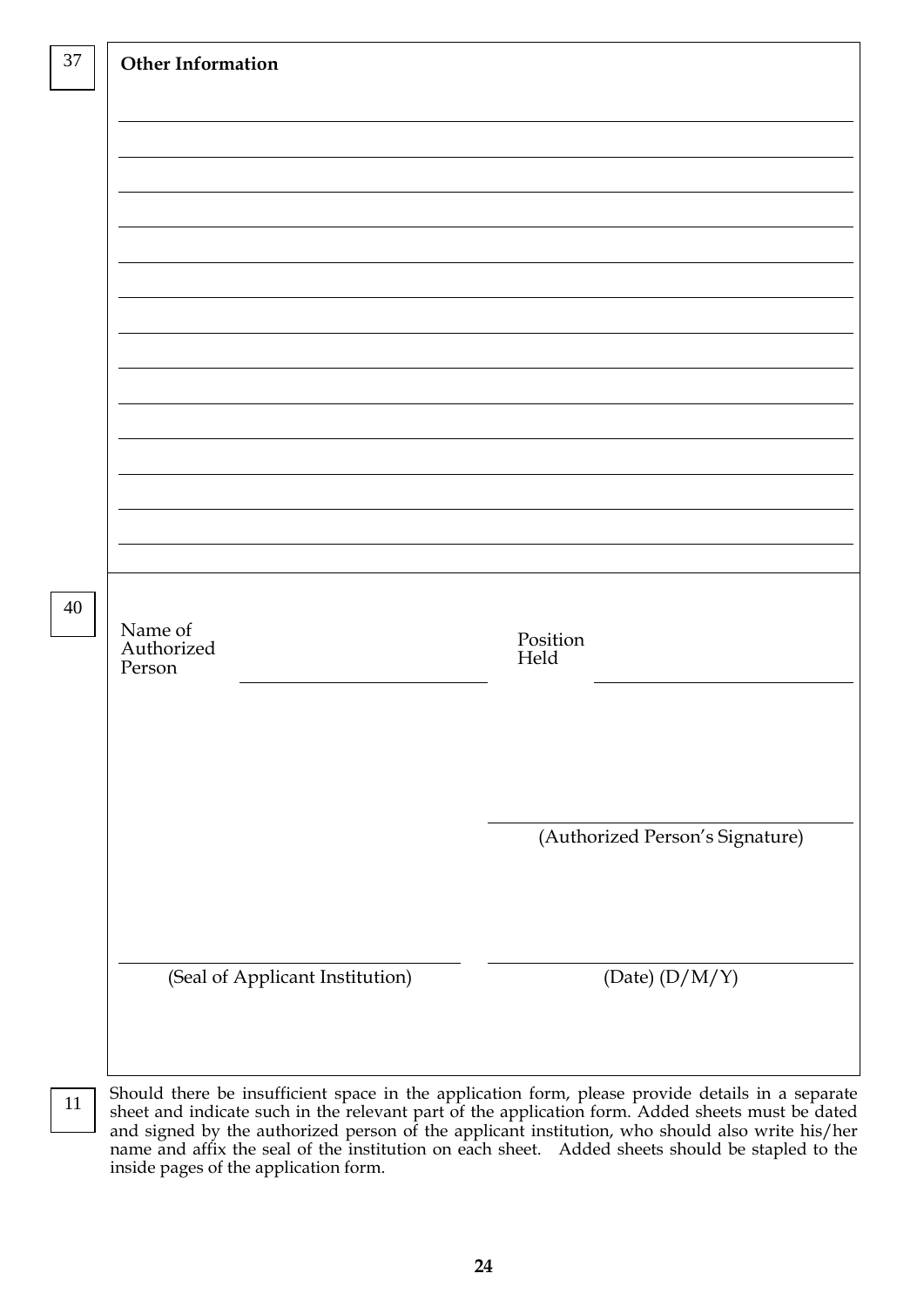37

**Other Information**

40

Name of Authorized Person ____________________  Position Held ____________________

____________________
(Authorized Person's Signature)

____________________
(Seal of Applicant Institution)

____________________
(Date) (D/M/Y)

11

Should there be insufficient space in the application form, please provide details in a separate sheet and indicate such in the relevant part of the application form. Added sheets must be dated and signed by the authorized person of the applicant institution, who should also write his/her name and affix the seal of the institution on each sheet. Added sheets should be stapled to the inside pages of the application form.